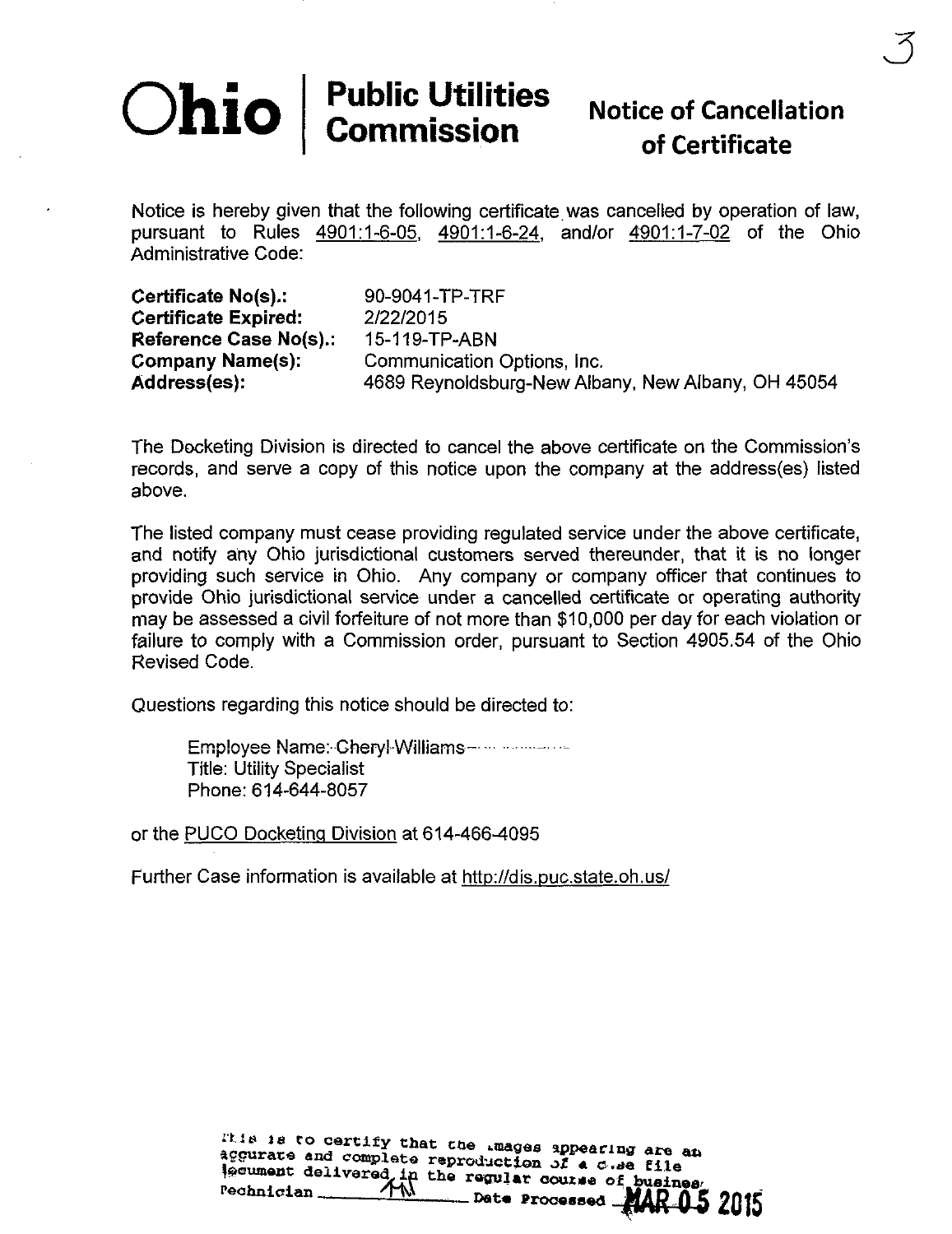# Ohio | Public Utilities Commission

## Notice of Cancellation of Certificate

Notice is hereby given that the following certificate was cancelled by operation of law, pursuant to Rules 4901:1-6-05, 4901:1-6-24, and/or 4901:1-7-02 of the Ohio Administrative Code:

| | |
|---|---|
| **Certificate No(s).:** | 90-9041-TP-TRF |
| **Certificate Expired:** | 2/22/2015 |
| **Reference Case No(s).:** | 15-119-TP-ABN |
| **Company Name(s):** | Communication Options, Inc. |
| **Address(es):** | 4689 Reynoldsburg-New Albany, New Albany, OH 45054 |

The Docketing Division is directed to cancel the above certificate on the Commission's records, and serve a copy of this notice upon the company at the address(es) listed above.

The listed company must cease providing regulated service under the above certificate, and notify any Ohio jurisdictional customers served thereunder, that it is no longer providing such service in Ohio. Any company or company officer that continues to provide Ohio jurisdictional service under a cancelled certificate or operating authority may be assessed a civil forfeiture of not more than $10,000 per day for each violation or failure to comply with a Commission order, pursuant to Section 4905.54 of the Ohio Revised Code.

Questions regarding this notice should be directed to:

Employee Name: Cheryl Williams
Title: Utility Specialist
Phone: 614-644-8057

or the PUCO Docketing Division at 614-466-4095

Further Case information is available at http://dis.puc.state.oh.us/

This is to certify that the images appearing are an accurate and complete reproduction of a case file document delivered in the regular course of business Technician MM Date Processed MAR 05 2015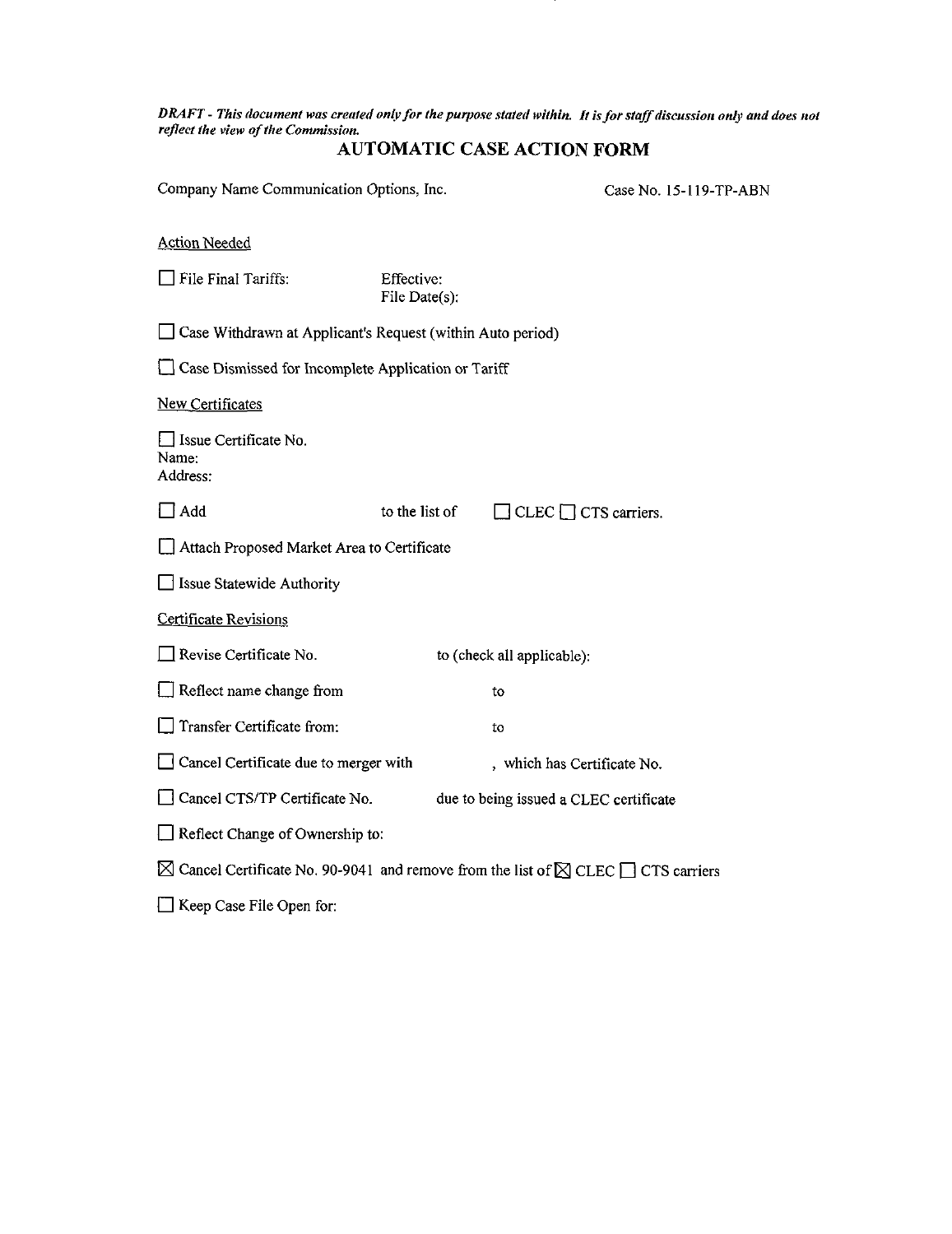*DRAFT - This document was created only for the purpose stated within. It is for staff discussion only and does not reflect the view of the Commission.*

## AUTOMATIC CASE ACTION FORM

Company Name Communication Options, Inc. Case No. 15-119-TP-ABN

Action Needed

☐ File Final Tariffs: Effective:
File Date(s):

☐ Case Withdrawn at Applicant's Request (within Auto period)

☐ Case Dismissed for Incomplete Application or Tariff

New Certificates

☐ Issue Certificate No.
Name:
Address:

☐ Add to the list of ☐ CLEC ☐ CTS carriers.

☐ Attach Proposed Market Area to Certificate

☐ Issue Statewide Authority

Certificate Revisions

☐ Revise Certificate No. to (check all applicable):

☐ Reflect name change from to

☐ Transfer Certificate from: to

☐ Cancel Certificate due to merger with , which has Certificate No.

☐ Cancel CTS/TP Certificate No. due to being issued a CLEC certificate

☐ Reflect Change of Ownership to:

☒ Cancel Certificate No. 90-9041 and remove from the list of ☒ CLEC ☐ CTS carriers

☐ Keep Case File Open for: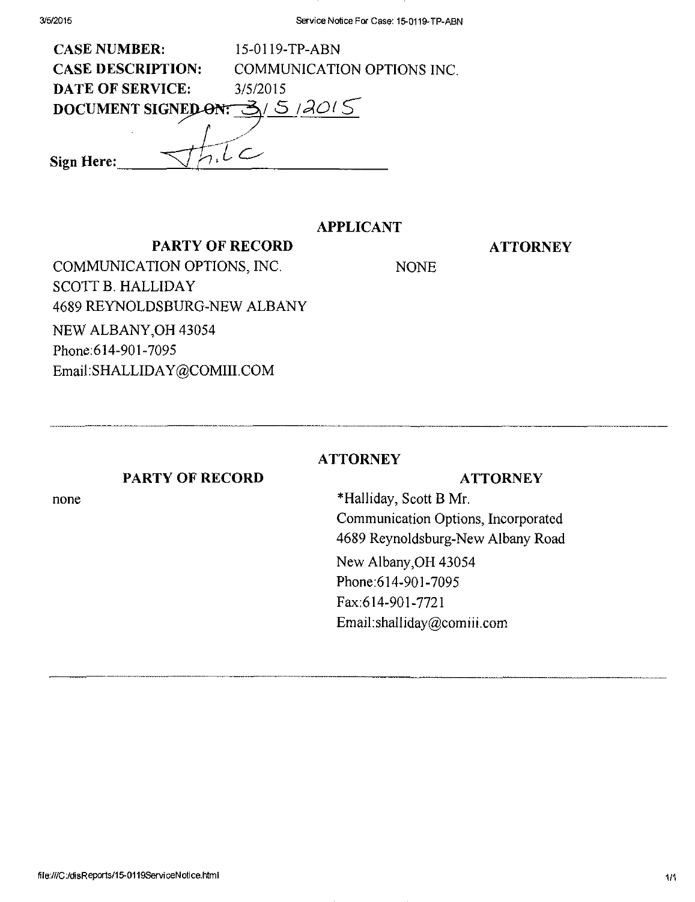**CASE NUMBER:** 15-0119-TP-ABN
**CASE DESCRIPTION:** COMMUNICATION OPTIONS INC.
**DATE OF SERVICE:** 3/5/2015
**DOCUMENT SIGNED ON:** 3/5/2015

**Sign Here:** Thic

## APPLICANT

| PARTY OF RECORD | ATTORNEY |
|---|---|
| COMMUNICATION OPTIONS, INC.<br>SCOTT B. HALLIDAY<br>4689 REYNOLDSBURG-NEW ALBANY<br>NEW ALBANY,OH 43054<br>Phone:614-901-7095<br>Email:SHALLIDAY@COMIII.COM | NONE |

---

## ATTORNEY

| PARTY OF RECORD | ATTORNEY |
|---|---|
| none | *Halliday, Scott B Mr.<br>Communication Options, Incorporated<br>4689 Reynoldsburg-New Albany Road<br>New Albany,OH 43054<br>Phone:614-901-7095<br>Fax:614-901-7721<br>Email:shalliday@comiii.com |

---